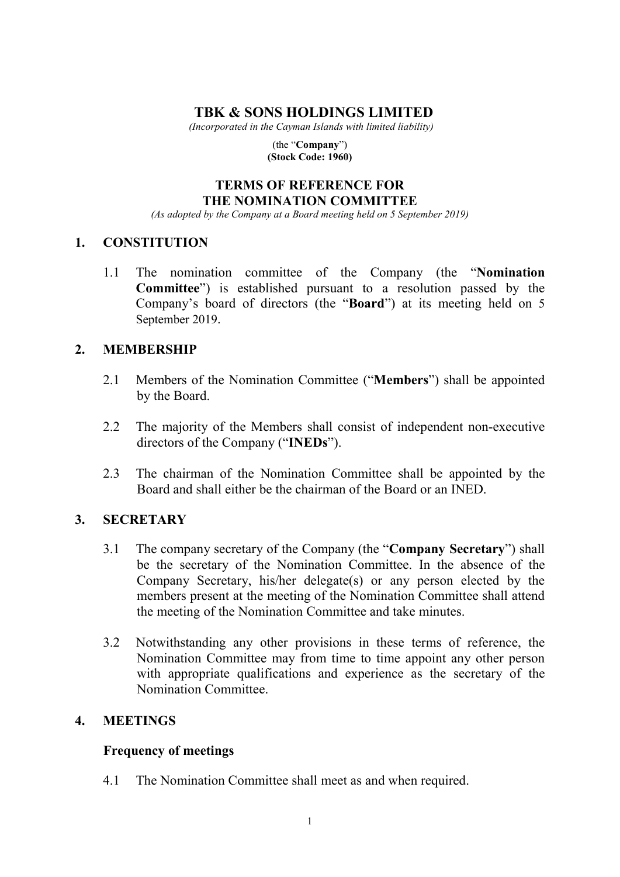# TBK & SONS HOLDINGS LIMITED

*(Incorporated in the Cayman Islands with limited liability)*

(the "**Company**")
**(Stock Code: 1960)**

## TERMS OF REFERENCE FOR THE NOMINATION COMMITTEE

*(As adopted by the Company at a Board meeting held on 5 September 2019)*

### 1. CONSTITUTION

1.1 The nomination committee of the Company (the "**Nomination Committee**") is established pursuant to a resolution passed by the Company's board of directors (the "**Board**") at its meeting held on 5 September 2019.

### 2. MEMBERSHIP

2.1 Members of the Nomination Committee ("**Members**") shall be appointed by the Board.

2.2 The majority of the Members shall consist of independent non-executive directors of the Company ("**INEDs**").

2.3 The chairman of the Nomination Committee shall be appointed by the Board and shall either be the chairman of the Board or an INED.

### 3. SECRETARY

3.1 The company secretary of the Company (the "**Company Secretary**") shall be the secretary of the Nomination Committee. In the absence of the Company Secretary, his/her delegate(s) or any person elected by the members present at the meeting of the Nomination Committee shall attend the meeting of the Nomination Committee and take minutes.

3.2 Notwithstanding any other provisions in these terms of reference, the Nomination Committee may from time to time appoint any other person with appropriate qualifications and experience as the secretary of the Nomination Committee.

### 4. MEETINGS

**Frequency of meetings**

4.1 The Nomination Committee shall meet as and when required.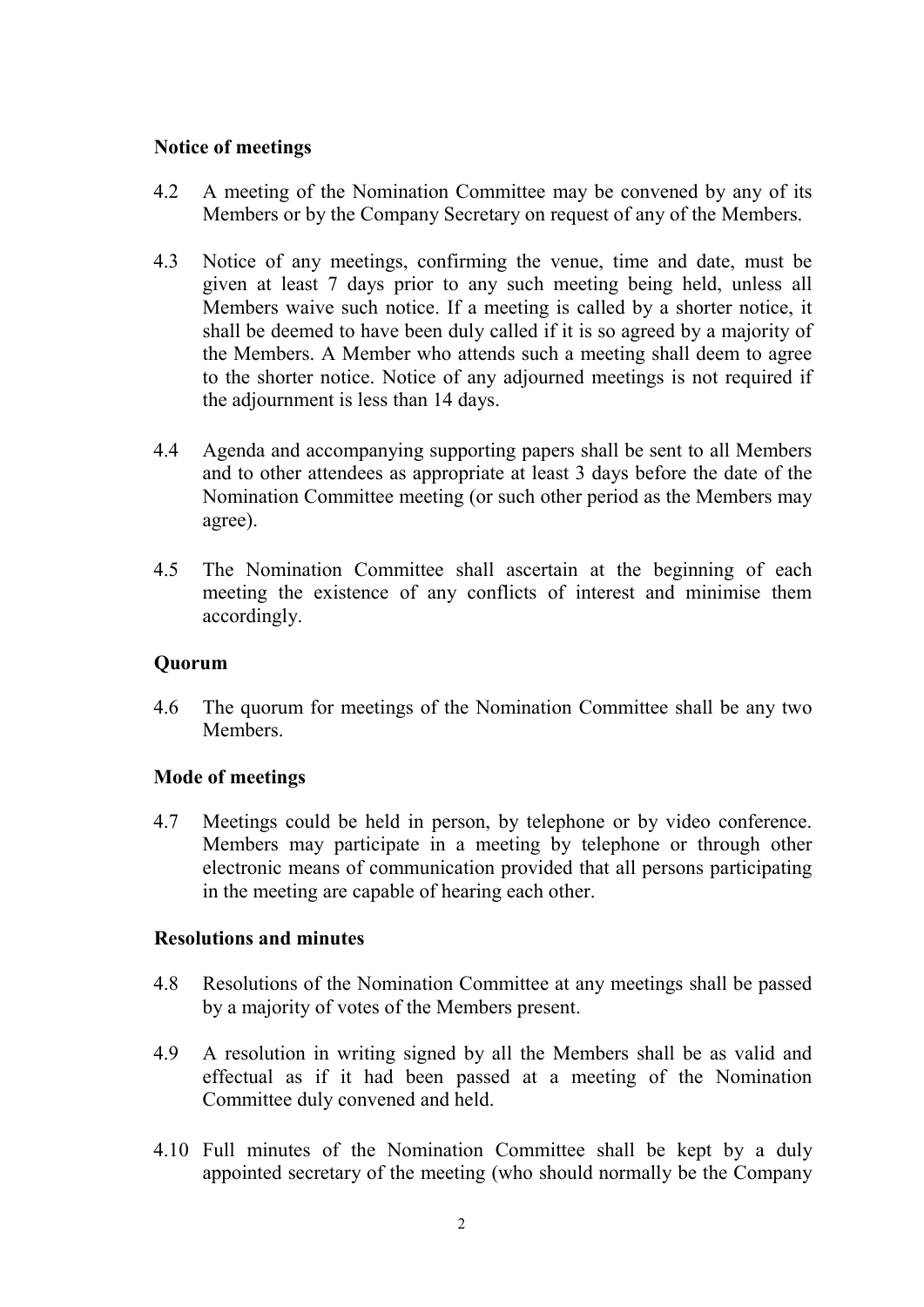**Notice of meetings**

4.2 A meeting of the Nomination Committee may be convened by any of its Members or by the Company Secretary on request of any of the Members.

4.3 Notice of any meetings, confirming the venue, time and date, must be given at least 7 days prior to any such meeting being held, unless all Members waive such notice. If a meeting is called by a shorter notice, it shall be deemed to have been duly called if it is so agreed by a majority of the Members. A Member who attends such a meeting shall deem to agree to the shorter notice. Notice of any adjourned meetings is not required if the adjournment is less than 14 days.

4.4 Agenda and accompanying supporting papers shall be sent to all Members and to other attendees as appropriate at least 3 days before the date of the Nomination Committee meeting (or such other period as the Members may agree).

4.5 The Nomination Committee shall ascertain at the beginning of each meeting the existence of any conflicts of interest and minimise them accordingly.

**Quorum**

4.6 The quorum for meetings of the Nomination Committee shall be any two Members.

**Mode of meetings**

4.7 Meetings could be held in person, by telephone or by video conference. Members may participate in a meeting by telephone or through other electronic means of communication provided that all persons participating in the meeting are capable of hearing each other.

**Resolutions and minutes**

4.8 Resolutions of the Nomination Committee at any meetings shall be passed by a majority of votes of the Members present.

4.9 A resolution in writing signed by all the Members shall be as valid and effectual as if it had been passed at a meeting of the Nomination Committee duly convened and held.

4.10 Full minutes of the Nomination Committee shall be kept by a duly appointed secretary of the meeting (who should normally be the Company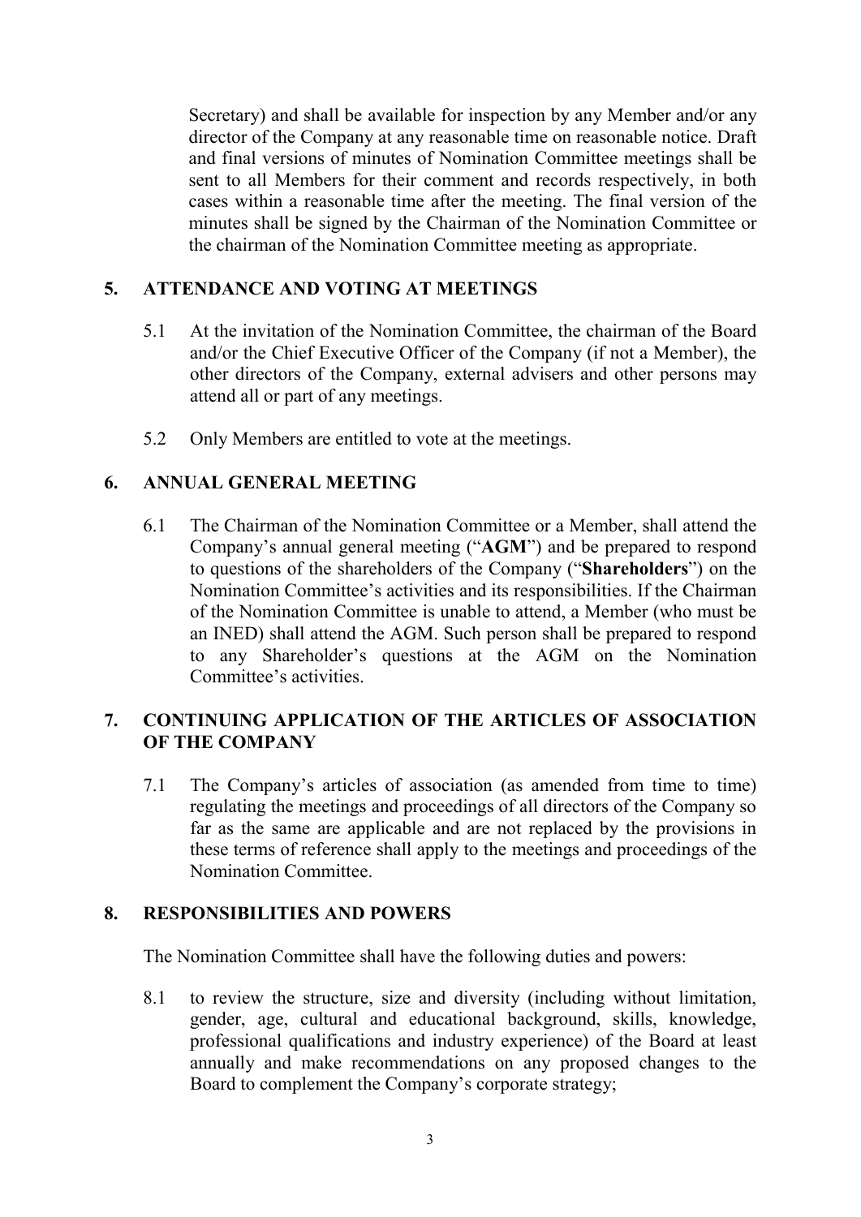Secretary) and shall be available for inspection by any Member and/or any director of the Company at any reasonable time on reasonable notice. Draft and final versions of minutes of Nomination Committee meetings shall be sent to all Members for their comment and records respectively, in both cases within a reasonable time after the meeting. The final version of the minutes shall be signed by the Chairman of the Nomination Committee or the chairman of the Nomination Committee meeting as appropriate.

## 5. ATTENDANCE AND VOTING AT MEETINGS

5.1 At the invitation of the Nomination Committee, the chairman of the Board and/or the Chief Executive Officer of the Company (if not a Member), the other directors of the Company, external advisers and other persons may attend all or part of any meetings.

5.2 Only Members are entitled to vote at the meetings.

## 6. ANNUAL GENERAL MEETING

6.1 The Chairman of the Nomination Committee or a Member, shall attend the Company's annual general meeting ("**AGM**") and be prepared to respond to questions of the shareholders of the Company ("**Shareholders**") on the Nomination Committee's activities and its responsibilities. If the Chairman of the Nomination Committee is unable to attend, a Member (who must be an INED) shall attend the AGM. Such person shall be prepared to respond to any Shareholder's questions at the AGM on the Nomination Committee's activities.

## 7. CONTINUING APPLICATION OF THE ARTICLES OF ASSOCIATION OF THE COMPANY

7.1 The Company's articles of association (as amended from time to time) regulating the meetings and proceedings of all directors of the Company so far as the same are applicable and are not replaced by the provisions in these terms of reference shall apply to the meetings and proceedings of the Nomination Committee.

## 8. RESPONSIBILITIES AND POWERS

The Nomination Committee shall have the following duties and powers:

8.1 to review the structure, size and diversity (including without limitation, gender, age, cultural and educational background, skills, knowledge, professional qualifications and industry experience) of the Board at least annually and make recommendations on any proposed changes to the Board to complement the Company's corporate strategy;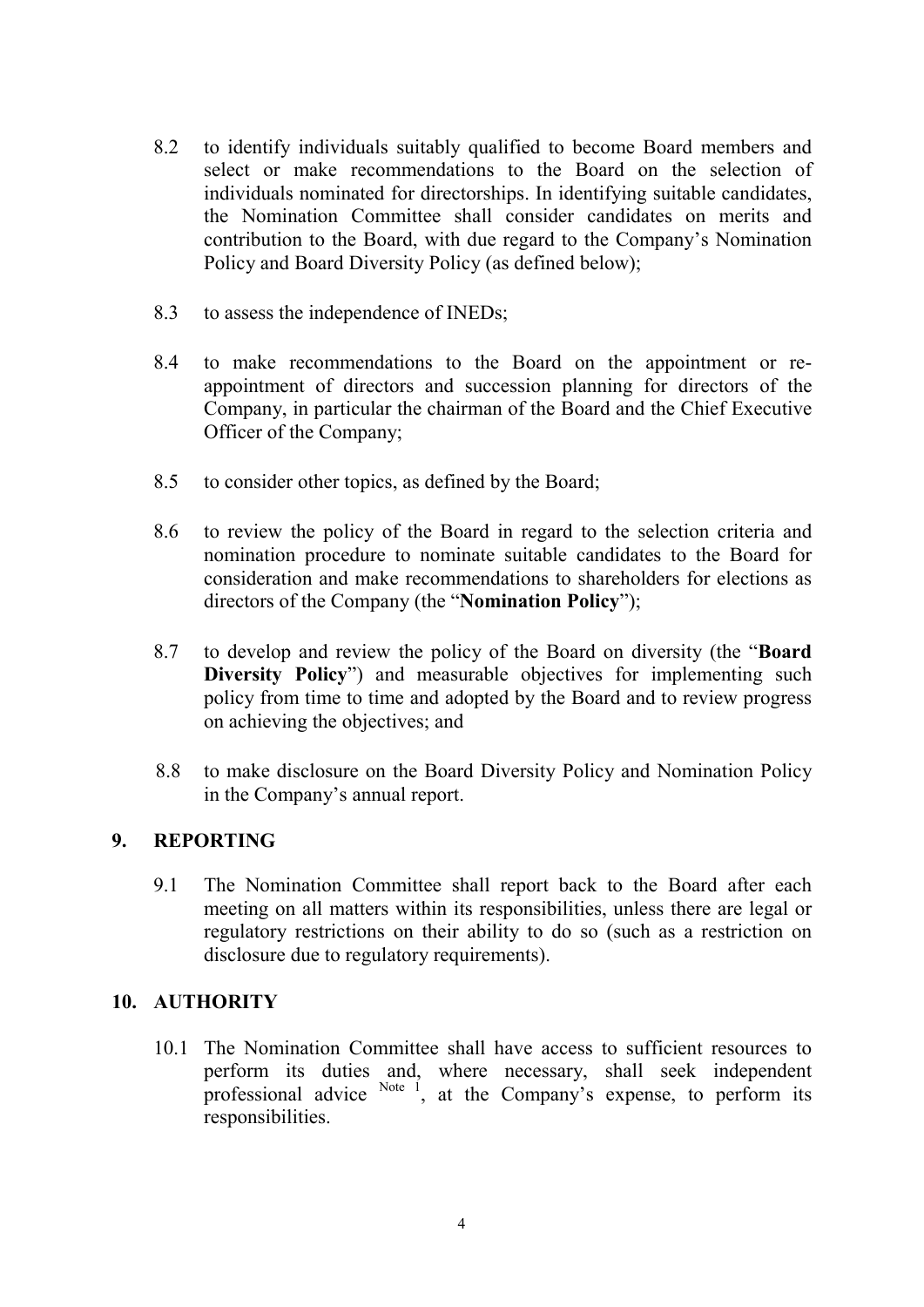8.2 to identify individuals suitably qualified to become Board members and select or make recommendations to the Board on the selection of individuals nominated for directorships. In identifying suitable candidates, the Nomination Committee shall consider candidates on merits and contribution to the Board, with due regard to the Company's Nomination Policy and Board Diversity Policy (as defined below);

8.3 to assess the independence of INEDs;

8.4 to make recommendations to the Board on the appointment or re-appointment of directors and succession planning for directors of the Company, in particular the chairman of the Board and the Chief Executive Officer of the Company;

8.5 to consider other topics, as defined by the Board;

8.6 to review the policy of the Board in regard to the selection criteria and nomination procedure to nominate suitable candidates to the Board for consideration and make recommendations to shareholders for elections as directors of the Company (the "**Nomination Policy**");

8.7 to develop and review the policy of the Board on diversity (the "**Board Diversity Policy**") and measurable objectives for implementing such policy from time to time and adopted by the Board and to review progress on achieving the objectives; and

8.8 to make disclosure on the Board Diversity Policy and Nomination Policy in the Company's annual report.

## 9. REPORTING

9.1 The Nomination Committee shall report back to the Board after each meeting on all matters within its responsibilities, unless there are legal or regulatory restrictions on their ability to do so (such as a restriction on disclosure due to regulatory requirements).

## 10. AUTHORITY

10.1 The Nomination Committee shall have access to sufficient resources to perform its duties and, where necessary, shall seek independent professional advice [Note 1], at the Company's expense, to perform its responsibilities.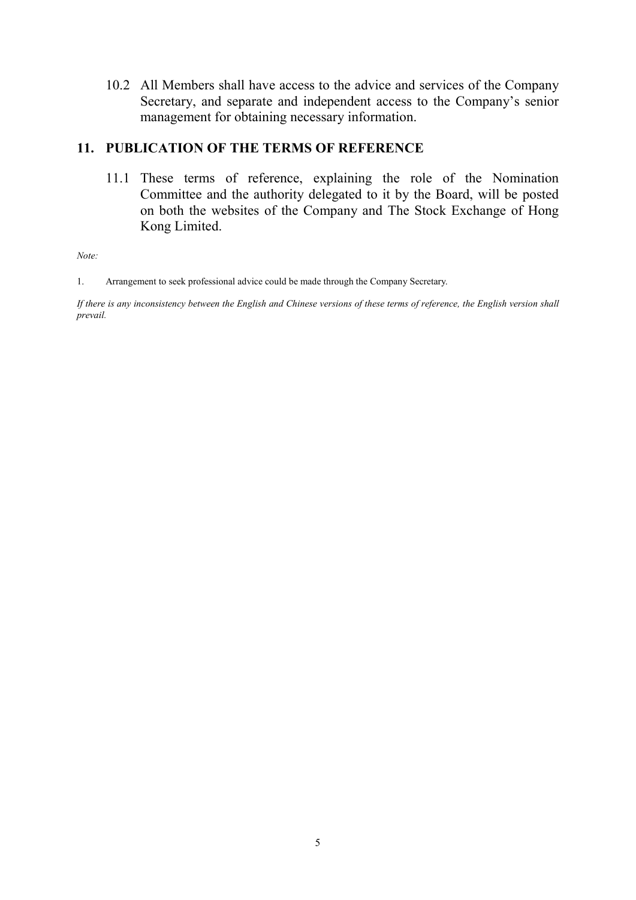10.2 All Members shall have access to the advice and services of the Company Secretary, and separate and independent access to the Company's senior management for obtaining necessary information.

## 11. PUBLICATION OF THE TERMS OF REFERENCE

11.1 These terms of reference, explaining the role of the Nomination Committee and the authority delegated to it by the Board, will be posted on both the websites of the Company and The Stock Exchange of Hong Kong Limited.

*Note:*

1. Arrangement to seek professional advice could be made through the Company Secretary.

*If there is any inconsistency between the English and Chinese versions of these terms of reference, the English version shall prevail.*